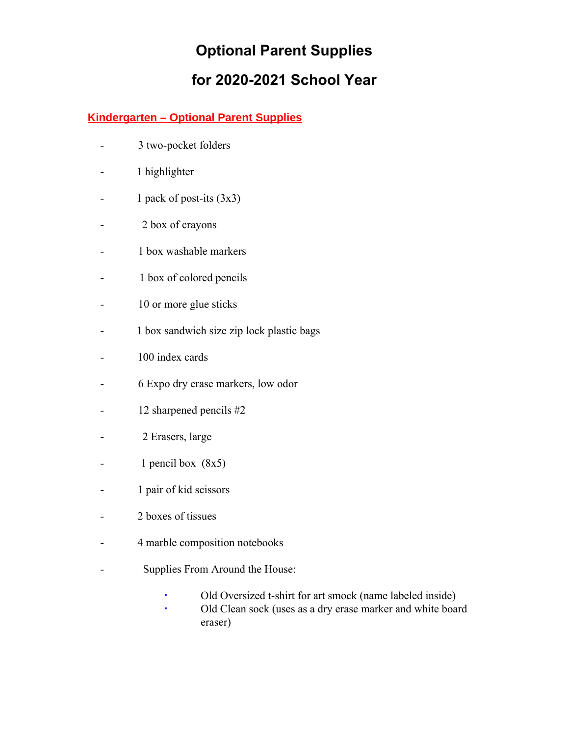# Optional Parent Supplies

# for 2020-2021 School Year

## Kindergarten – Optional Parent Supplies

- 3 two-pocket folders
- 1 highlighter
- 1 pack of post-its (3x3)
- 2 box of crayons
- 1 box washable markers
- 1 box of colored pencils
- 10 or more glue sticks
- 1 box sandwich size zip lock plastic bags
- 100 index cards
- 6 Expo dry erase markers, low odor
- 12 sharpened pencils #2
- 2 Erasers, large
- 1 pencil box (8x5)
- 1 pair of kid scissors
- 2 boxes of tissues
- 4 marble composition notebooks
- Supplies From Around the House:
    - Old Oversized t-shirt for art smock (name labeled inside)
    - Old Clean sock (uses as a dry erase marker and white board eraser)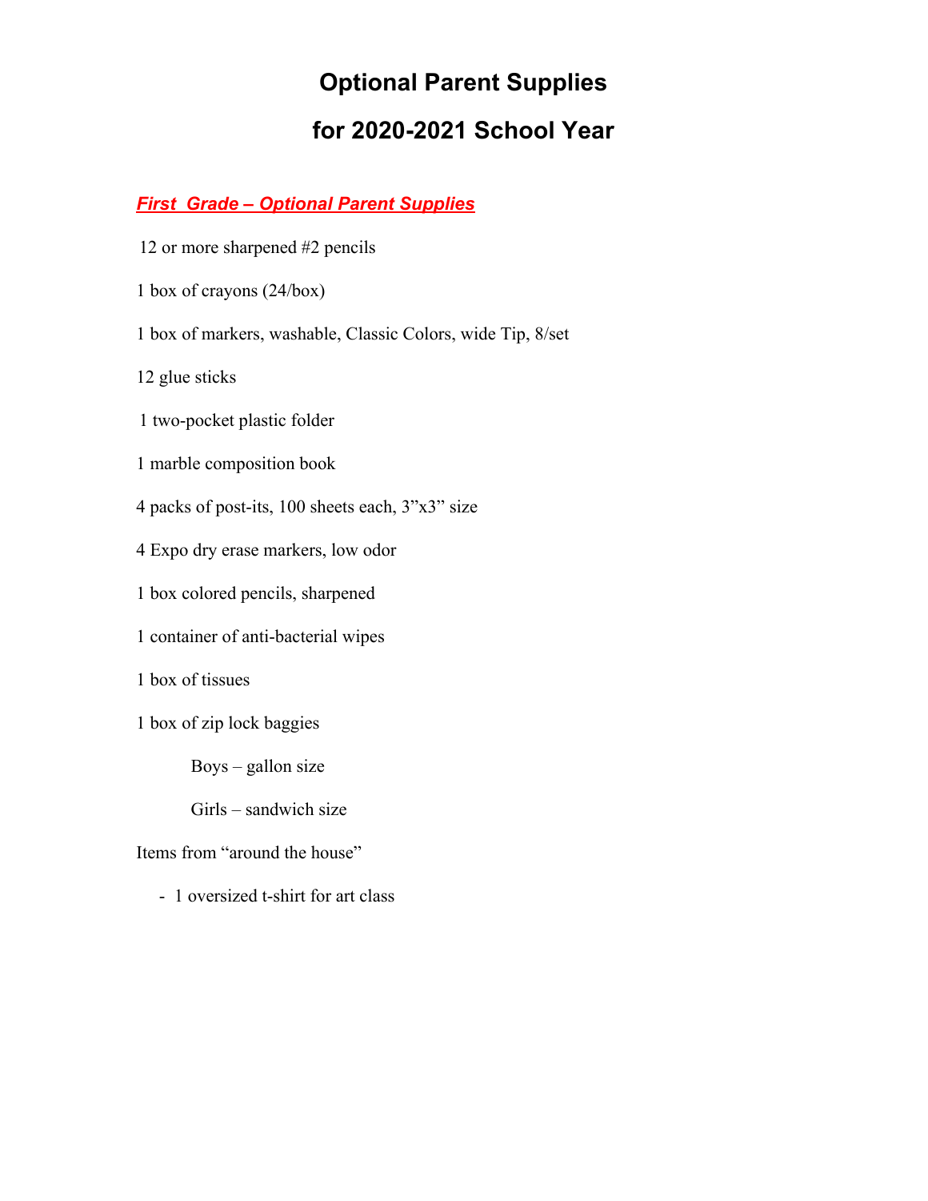# Optional Parent Supplies

# for 2020-2021 School Year

## ***First Grade – Optional Parent Supplies***

12 or more sharpened #2 pencils

1 box of crayons (24/box)

1 box of markers, washable, Classic Colors, wide Tip, 8/set

12 glue sticks

1 two-pocket plastic folder

1 marble composition book

4 packs of post-its, 100 sheets each, 3"x3" size

4 Expo dry erase markers, low odor

1 box colored pencils, sharpened

1 container of anti-bacterial wipes

1 box of tissues

1 box of zip lock baggies

  Boys – gallon size

  Girls – sandwich size

Items from "around the house"

- 1 oversized t-shirt for art class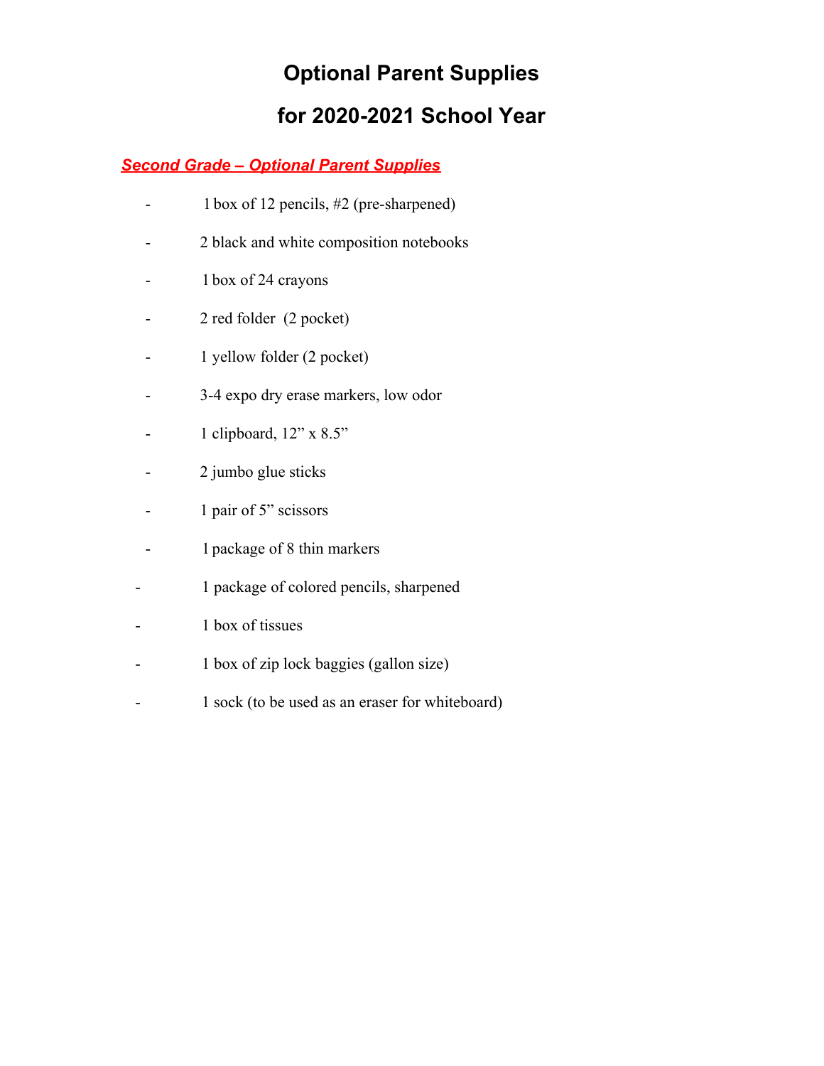# Optional Parent Supplies

# for 2020-2021 School Year

***Second Grade – Optional Parent Supplies***

- 1 box of 12 pencils, #2 (pre-sharpened)
- 2 black and white composition notebooks
- 1 box of 24 crayons
- 2 red folder (2 pocket)
- 1 yellow folder (2 pocket)
- 3-4 expo dry erase markers, low odor
- 1 clipboard, 12" x 8.5"
- 2 jumbo glue sticks
- 1 pair of 5" scissors
- 1 package of 8 thin markers
- 1 package of colored pencils, sharpened
- 1 box of tissues
- 1 box of zip lock baggies (gallon size)
- 1 sock (to be used as an eraser for whiteboard)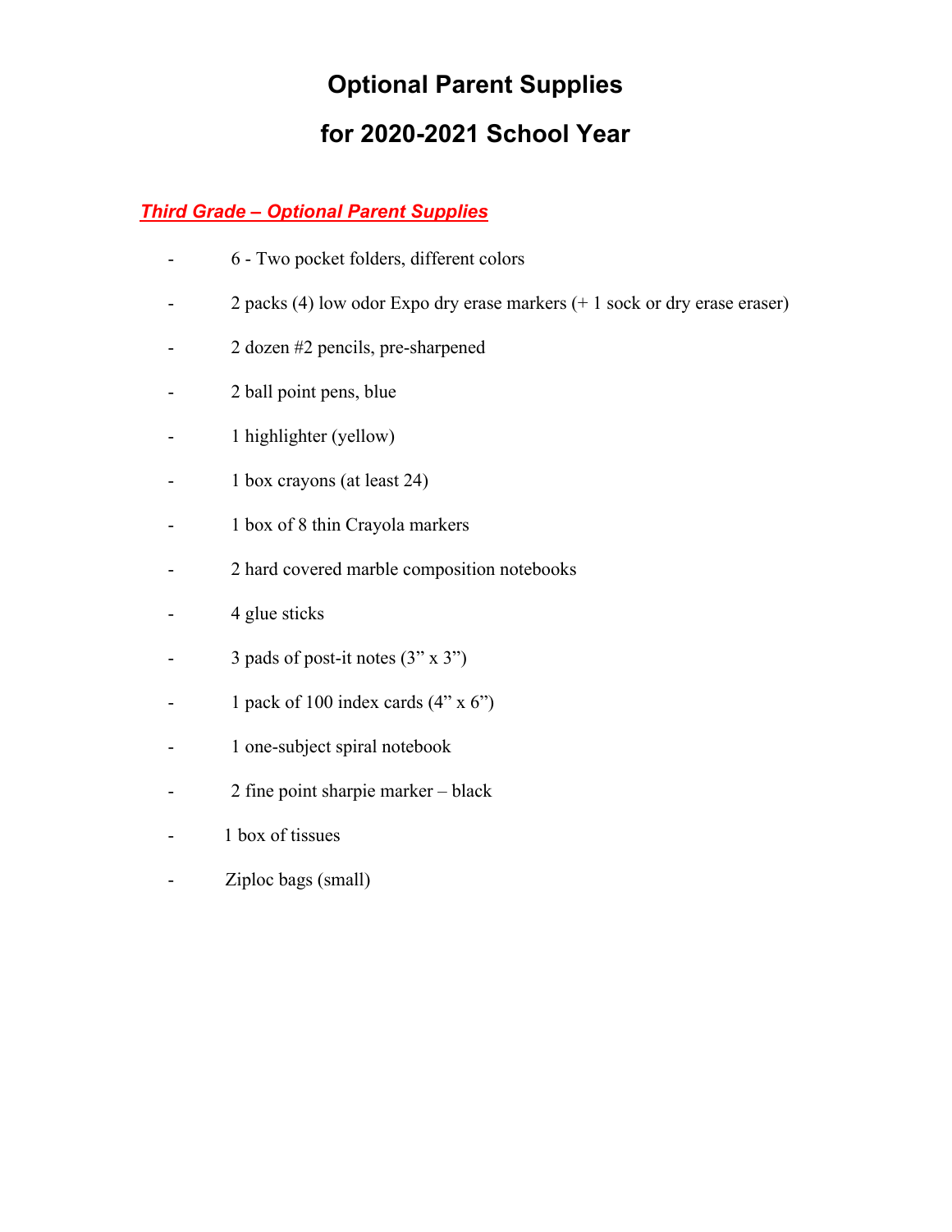# Optional Parent Supplies

# for 2020-2021 School Year

***Third Grade – Optional Parent Supplies***

- 6 - Two pocket folders, different colors
- 2 packs (4) low odor Expo dry erase markers (+ 1 sock or dry erase eraser)
- 2 dozen #2 pencils, pre-sharpened
- 2 ball point pens, blue
- 1 highlighter (yellow)
- 1 box crayons (at least 24)
- 1 box of 8 thin Crayola markers
- 2 hard covered marble composition notebooks
- 4 glue sticks
- 3 pads of post-it notes (3" x 3")
- 1 pack of 100 index cards (4" x 6")
- 1 one-subject spiral notebook
- 2 fine point sharpie marker – black
- 1 box of tissues
- Ziploc bags (small)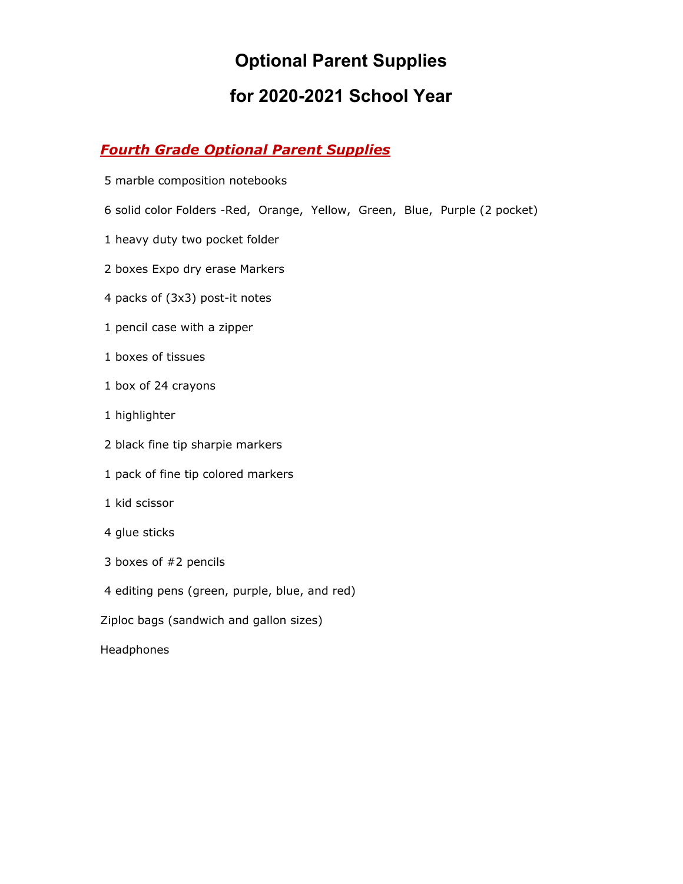# Optional Parent Supplies

# for 2020-2021 School Year

## ***Fourth Grade Optional Parent Supplies***

5 marble composition notebooks

6 solid color Folders -Red, Orange, Yellow, Green, Blue, Purple (2 pocket)

1 heavy duty two pocket folder

2 boxes Expo dry erase Markers

4 packs of (3x3) post-it notes

1 pencil case with a zipper

1 boxes of tissues

1 box of 24 crayons

1 highlighter

2 black fine tip sharpie markers

1 pack of fine tip colored markers

1 kid scissor

4 glue sticks

3 boxes of #2 pencils

4 editing pens (green, purple, blue, and red)

Ziploc bags (sandwich and gallon sizes)

Headphones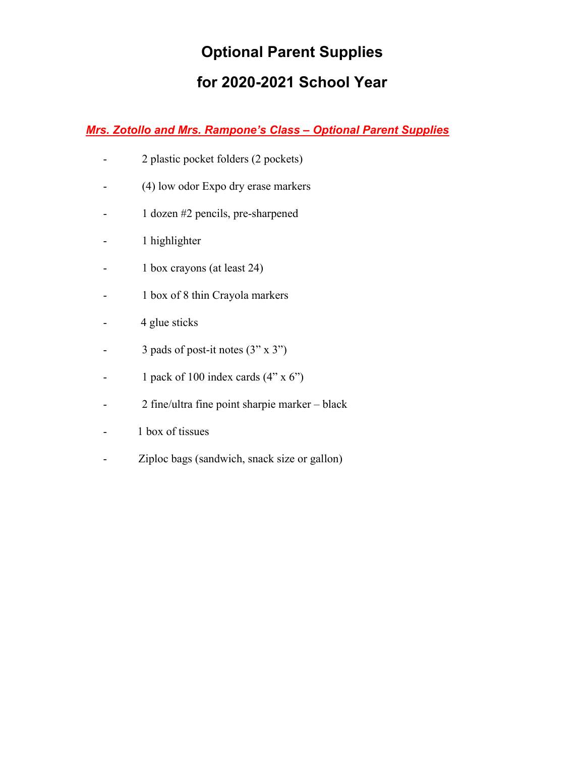# Optional Parent Supplies

# for 2020-2021 School Year

***Mrs. Zotollo and Mrs. Rampone's Class – Optional Parent Supplies***

- 2 plastic pocket folders (2 pockets)
- (4) low odor Expo dry erase markers
- 1 dozen #2 pencils, pre-sharpened
- 1 highlighter
- 1 box crayons (at least 24)
- 1 box of 8 thin Crayola markers
- 4 glue sticks
- 3 pads of post-it notes (3" x 3")
- 1 pack of 100 index cards (4" x 6")
- 2 fine/ultra fine point sharpie marker – black
- 1 box of tissues
- Ziploc bags (sandwich, snack size or gallon)